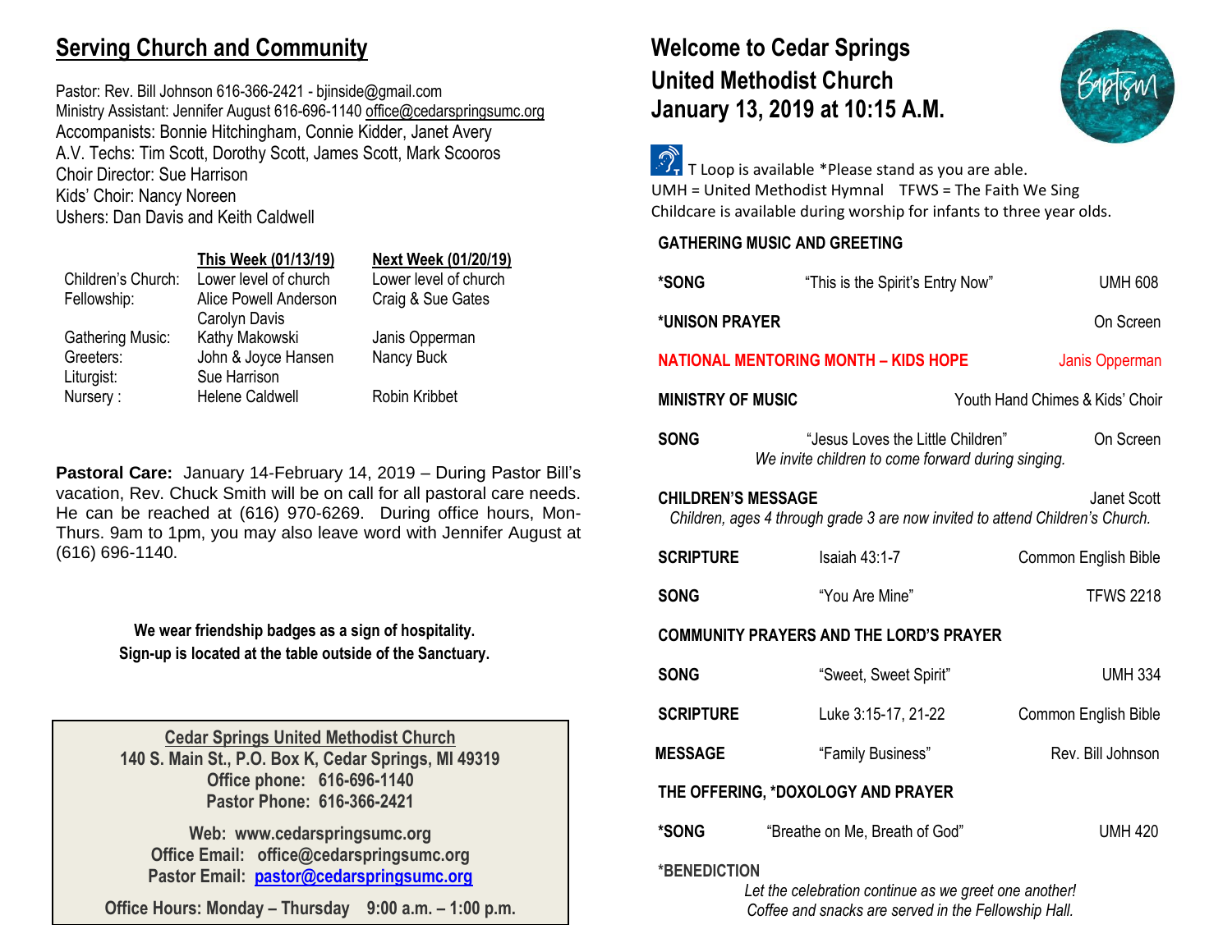## Serving Church and Community

Pastor: Rev. Bill Johnson 616-366-2421 - bjinside@gmail.com
Ministry Assistant: Jennifer August 616-696-1140 office@cedarspringsumc.org
Accompanists: Bonnie Hitchingham, Connie Kidder, Janet Avery
A.V. Techs: Tim Scott, Dorothy Scott, James Scott, Mark Scooros
Choir Director: Sue Harrison
Kids' Choir: Nancy Noreen
Ushers: Dan Davis and Keith Caldwell

| | This Week (01/13/19) | Next Week (01/20/19) |
|---|---|---|
| Children's Church: | Lower level of church | Lower level of church |
| Fellowship: | Alice Powell Anderson<br>Carolyn Davis | Craig & Sue Gates |
| Gathering Music: | Kathy Makowski | Janis Opperman |
| Greeters: | John & Joyce Hansen | Nancy Buck |
| Liturgist: | Sue Harrison | |
| Nursery : | Helene Caldwell | Robin Kribbet |

**Pastoral Care:** January 14-February 14, 2019 – During Pastor Bill's vacation, Rev. Chuck Smith will be on call for all pastoral care needs. He can be reached at (616) 970-6269. During office hours, Mon-Thurs. 9am to 1pm, you may also leave word with Jennifer August at (616) 696-1140.

**We wear friendship badges as a sign of hospitality.**
**Sign-up is located at the table outside of the Sanctuary.**

**Cedar Springs United Methodist Church**
**140 S. Main St., P.O. Box K, Cedar Springs, MI 49319**
**Office phone: 616-696-1140**
**Pastor Phone: 616-366-2421**

**Web: www.cedarspringsumc.org**
**Office Email: office@cedarspringsumc.org**
**Pastor Email: pastor@cedarspringsumc.org**

**Office Hours: Monday – Thursday 9:00 a.m. – 1:00 p.m.**

# Welcome to Cedar Springs United Methodist Church January 13, 2019 at 10:15 A.M.

Baptism

T Loop is available *Please stand as you are able.
UMH = United Methodist Hymnal TFWS = The Faith We Sing
Childcare is available during worship for infants to three year olds.

**GATHERING MUSIC AND GREETING**

**\*SONG** "This is the Spirit's Entry Now" UMH 608

**\*UNISON PRAYER** On Screen

**NATIONAL MENTORING MONTH – KIDS HOPE** Janis Opperman

**MINISTRY OF MUSIC** Youth Hand Chimes & Kids' Choir

**SONG** "Jesus Loves the Little Children" On Screen
*We invite children to come forward during singing.*

**CHILDREN'S MESSAGE** Janet Scott
*Children, ages 4 through grade 3 are now invited to attend Children's Church.*

**SCRIPTURE** Isaiah 43:1-7 Common English Bible

**SONG** "You Are Mine" TFWS 2218

**COMMUNITY PRAYERS AND THE LORD'S PRAYER**

**SONG** "Sweet, Sweet Spirit" UMH 334

**SCRIPTURE** Luke 3:15-17, 21-22 Common English Bible

**MESSAGE** "Family Business" Rev. Bill Johnson

**THE OFFERING, *DOXOLOGY AND PRAYER**

**\*SONG** "Breathe on Me, Breath of God" UMH 420

**\*BENEDICTION**
*Let the celebration continue as we greet one another!*
*Coffee and snacks are served in the Fellowship Hall.*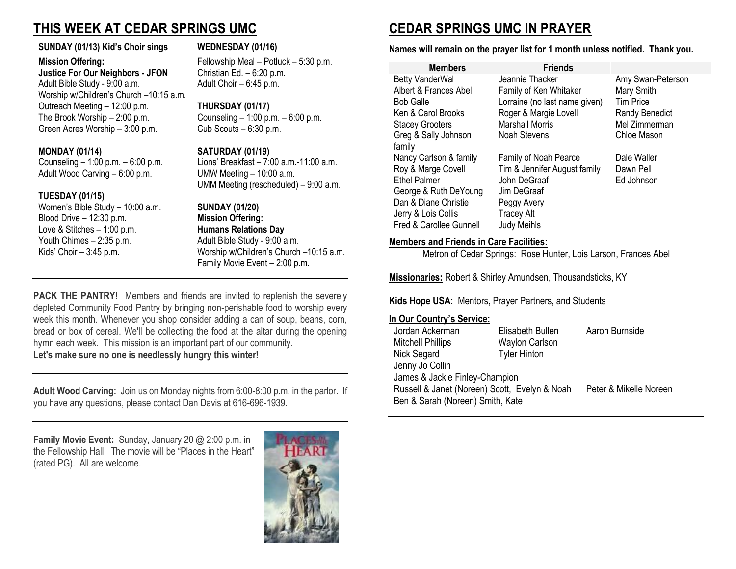# THIS WEEK AT CEDAR SPRINGS UMC

**SUNDAY (01/13) Kid's Choir sings**

**Mission Offering:**
**Justice For Our Neighbors - JFON**
Adult Bible Study - 9:00 a.m.
Worship w/Children's Church –10:15 a.m.
Outreach Meeting – 12:00 p.m.
The Brook Worship – 2:00 p.m.
Green Acres Worship – 3:00 p.m.

**MONDAY (01/14)**
Counseling – 1:00 p.m. – 6:00 p.m.
Adult Wood Carving – 6:00 p.m.

**TUESDAY (01/15)**
Women's Bible Study – 10:00 a.m.
Blood Drive – 12:30 p.m.
Love & Stitches – 1:00 p.m.
Youth Chimes – 2:35 p.m.
Kids' Choir – 3:45 p.m.

**WEDNESDAY (01/16)**
Fellowship Meal – Potluck – 5:30 p.m.
Christian Ed. – 6:20 p.m.
Adult Choir – 6:45 p.m.

**THURSDAY (01/17)**
Counseling – 1:00 p.m. – 6:00 p.m.
Cub Scouts – 6:30 p.m.

**SATURDAY (01/19)**
Lions' Breakfast – 7:00 a.m.-11:00 a.m.
UMW Meeting – 10:00 a.m.
UMM Meeting (rescheduled) – 9:00 a.m.

**SUNDAY (01/20)**
**Mission Offering:**
**Humans Relations Day**
Adult Bible Study - 9:00 a.m.
Worship w/Children's Church –10:15 a.m.
Family Movie Event – 2:00 p.m.

---

**PACK THE PANTRY!** Members and friends are invited to replenish the severely depleted Community Food Pantry by bringing non-perishable food to worship every week this month. Whenever you shop consider adding a can of soup, beans, corn, bread or box of cereal. We'll be collecting the food at the altar during the opening hymn each week. This mission is an important part of our community.
**Let's make sure no one is needlessly hungry this winter!**

---

**Adult Wood Carving:** Join us on Monday nights from 6:00-8:00 p.m. in the parlor. If you have any questions, please contact Dan Davis at 616-696-1939.

---

**Family Movie Event:** Sunday, January 20 @ 2:00 p.m. in the Fellowship Hall. The movie will be "Places in the Heart" (rated PG). All are welcome.

# CEDAR SPRINGS UMC IN PRAYER

**Names will remain on the prayer list for 1 month unless notified. Thank you.**

| Members | Friends | |
|---|---|---|
| Betty VanderWal | Jeannie Thacker | Amy Swan-Peterson |
| Albert & Frances Abel | Family of Ken Whitaker | Mary Smith |
| Bob Galle | Lorraine (no last name given) | Tim Price |
| Ken & Carol Brooks | Roger & Margie Lovell | Randy Benedict |
| Stacey Grooters | Marshall Morris | Mel Zimmerman |
| Greg & Sally Johnson family | Noah Stevens | Chloe Mason |
| Nancy Carlson & family | Family of Noah Pearce | Dale Waller |
| Roy & Marge Covell | Tim & Jennifer August family | Dawn Pell |
| Ethel Palmer | John DeGraaf | Ed Johnson |
| George & Ruth DeYoung | Jim DeGraaf | |
| Dan & Diane Christie | Peggy Avery | |
| Jerry & Lois Collis | Tracey Alt | |
| Fred & Carollee Gunnell | Judy Meihls | |

**Members and Friends in Care Facilities:**
Metron of Cedar Springs: Rose Hunter, Lois Larson, Frances Abel

**Missionaries:** Robert & Shirley Amundsen, Thousandsticks, KY

**Kids Hope USA:** Mentors, Prayer Partners, and Students

**In Our Country's Service:**

Jordan Ackerman, Elisabeth Bullen, Aaron Burnside
Mitchell Phillips, Waylon Carlson
Nick Segard, Tyler Hinton
Jenny Jo Collin
James & Jackie Finley-Champion
Russell & Janet (Noreen) Scott, Evelyn & Noah
Peter & Mikelle Noreen
Ben & Sarah (Noreen) Smith, Kate